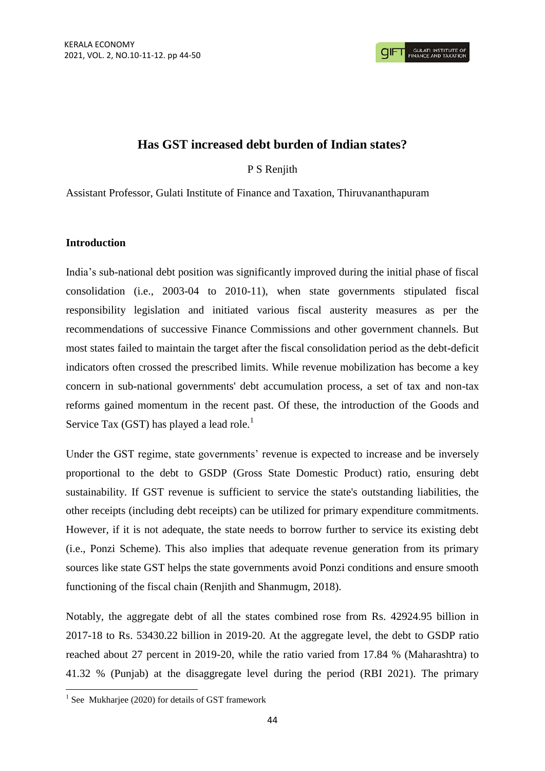# Has GST increased debt burden of Indian states?

P S Renjith

Assistant Professor, Gulati Institute of Finance and Taxation, Thiruvananthapuram

## Introduction

India's sub-national debt position was significantly improved during the initial phase of fiscal consolidation (i.e., 2003-04 to 2010-11), when state governments stipulated fiscal responsibility legislation and initiated various fiscal austerity measures as per the recommendations of successive Finance Commissions and other government channels. But most states failed to maintain the target after the fiscal consolidation period as the debt-deficit indicators often crossed the prescribed limits. While revenue mobilization has become a key concern in sub-national governments' debt accumulation process, a set of tax and non-tax reforms gained momentum in the recent past. Of these, the introduction of the Goods and Service Tax (GST) has played a lead role.[1]

Under the GST regime, state governments' revenue is expected to increase and be inversely proportional to the debt to GSDP (Gross State Domestic Product) ratio, ensuring debt sustainability. If GST revenue is sufficient to service the state's outstanding liabilities, the other receipts (including debt receipts) can be utilized for primary expenditure commitments. However, if it is not adequate, the state needs to borrow further to service its existing debt (i.e., Ponzi Scheme). This also implies that adequate revenue generation from its primary sources like state GST helps the state governments avoid Ponzi conditions and ensure smooth functioning of the fiscal chain (Renjith and Shanmugm, 2018).

Notably, the aggregate debt of all the states combined rose from Rs. 42924.95 billion in 2017-18 to Rs. 53430.22 billion in 2019-20. At the aggregate level, the debt to GSDP ratio reached about 27 percent in 2019-20, while the ratio varied from 17.84 % (Maharashtra) to 41.32 % (Punjab) at the disaggregate level during the period (RBI 2021). The primary

[1] See Mukharjee (2020) for details of GST framework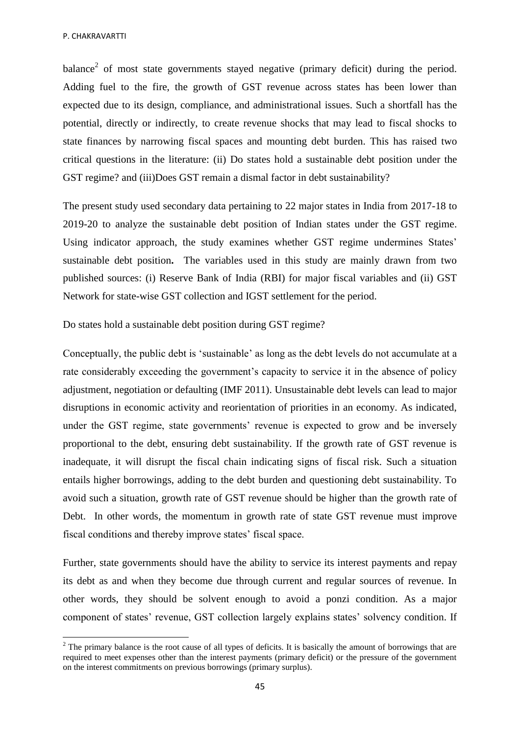balance[2] of most state governments stayed negative (primary deficit) during the period. Adding fuel to the fire, the growth of GST revenue across states has been lower than expected due to its design, compliance, and administrational issues. Such a shortfall has the potential, directly or indirectly, to create revenue shocks that may lead to fiscal shocks to state finances by narrowing fiscal spaces and mounting debt burden. This has raised two critical questions in the literature: (ii) Do states hold a sustainable debt position under the GST regime? and (iii)Does GST remain a dismal factor in debt sustainability?

The present study used secondary data pertaining to 22 major states in India from 2017-18 to 2019-20 to analyze the sustainable debt position of Indian states under the GST regime. Using indicator approach, the study examines whether GST regime undermines States' sustainable debt position**.** The variables used in this study are mainly drawn from two published sources: (i) Reserve Bank of India (RBI) for major fiscal variables and (ii) GST Network for state-wise GST collection and IGST settlement for the period.

Do states hold a sustainable debt position during GST regime?

Conceptually, the public debt is 'sustainable' as long as the debt levels do not accumulate at a rate considerably exceeding the government's capacity to service it in the absence of policy adjustment, negotiation or defaulting (IMF 2011). Unsustainable debt levels can lead to major disruptions in economic activity and reorientation of priorities in an economy. As indicated, under the GST regime, state governments' revenue is expected to grow and be inversely proportional to the debt, ensuring debt sustainability. If the growth rate of GST revenue is inadequate, it will disrupt the fiscal chain indicating signs of fiscal risk. Such a situation entails higher borrowings, adding to the debt burden and questioning debt sustainability. To avoid such a situation, growth rate of GST revenue should be higher than the growth rate of Debt. In other words, the momentum in growth rate of state GST revenue must improve fiscal conditions and thereby improve states' fiscal space.

Further, state governments should have the ability to service its interest payments and repay its debt as and when they become due through current and regular sources of revenue. In other words, they should be solvent enough to avoid a ponzi condition. As a major component of states' revenue, GST collection largely explains states' solvency condition. If

---

[2] The primary balance is the root cause of all types of deficits. It is basically the amount of borrowings that are required to meet expenses other than the interest payments (primary deficit) or the pressure of the government on the interest commitments on previous borrowings (primary surplus).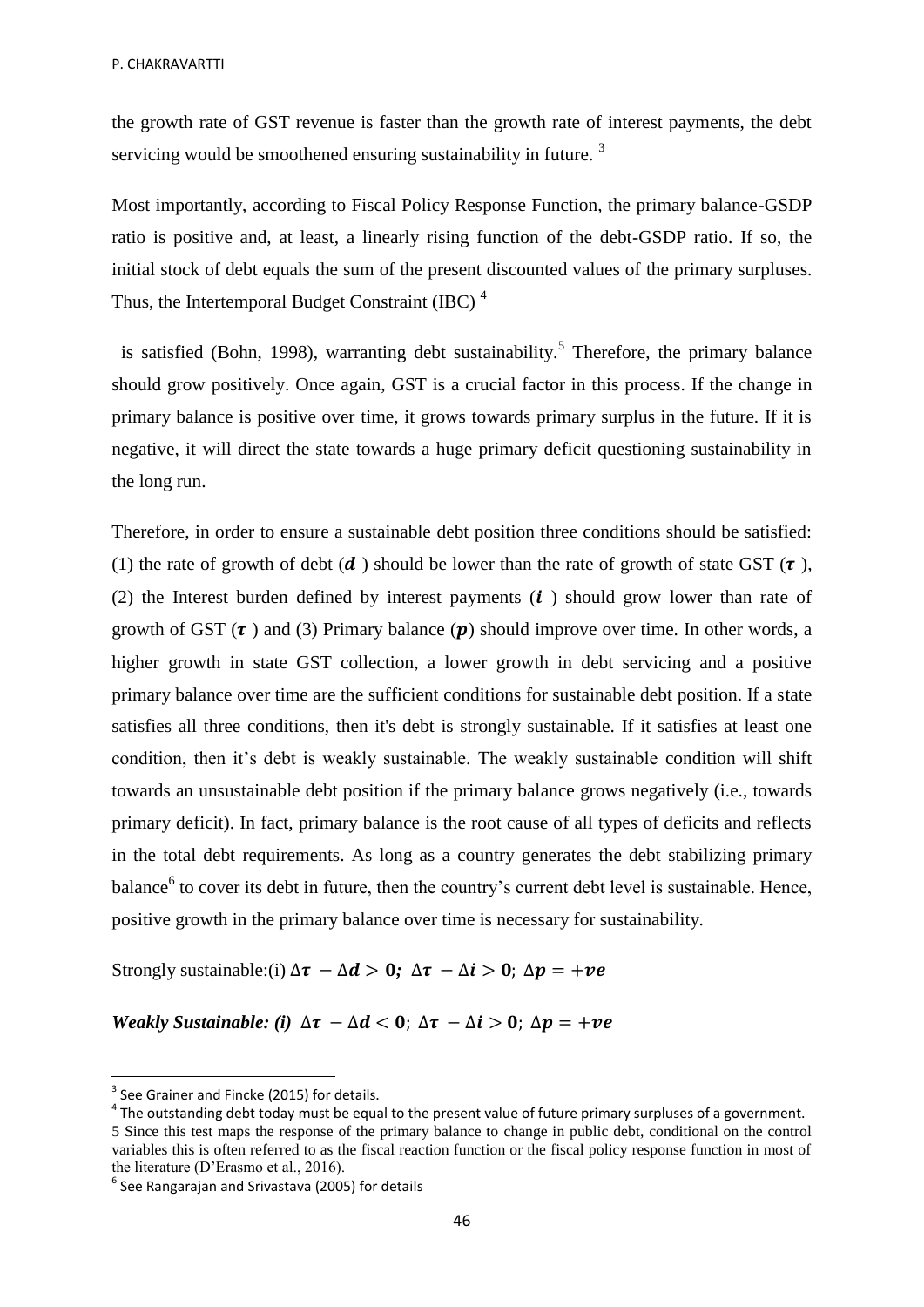the growth rate of GST revenue is faster than the growth rate of interest payments, the debt servicing would be smoothened ensuring sustainability in future. [3]

Most importantly, according to Fiscal Policy Response Function, the primary balance-GSDP ratio is positive and, at least, a linearly rising function of the debt-GSDP ratio. If so, the initial stock of debt equals the sum of the present discounted values of the primary surpluses. Thus, the Intertemporal Budget Constraint (IBC) [4]

is satisfied (Bohn, 1998), warranting debt sustainability.[5] Therefore, the primary balance should grow positively. Once again, GST is a crucial factor in this process. If the change in primary balance is positive over time, it grows towards primary surplus in the future. If it is negative, it will direct the state towards a huge primary deficit questioning sustainability in the long run.

Therefore, in order to ensure a sustainable debt position three conditions should be satisfied: (1) the rate of growth of debt ($\boldsymbol{d}$ ) should be lower than the rate of growth of state GST ($\boldsymbol{\tau}$ ), (2) the Interest burden defined by interest payments ($\boldsymbol{i}$ ) should grow lower than rate of growth of GST ($\boldsymbol{\tau}$ ) and (3) Primary balance ($\boldsymbol{p}$) should improve over time. In other words, a higher growth in state GST collection, a lower growth in debt servicing and a positive primary balance over time are the sufficient conditions for sustainable debt position. If a state satisfies all three conditions, then it's debt is strongly sustainable. If it satisfies at least one condition, then it's debt is weakly sustainable. The weakly sustainable condition will shift towards an unsustainable debt position if the primary balance grows negatively (i.e., towards primary deficit). In fact, primary balance is the root cause of all types of deficits and reflects in the total debt requirements. As long as a country generates the debt stabilizing primary balance[6] to cover its debt in future, then the country's current debt level is sustainable. Hence, positive growth in the primary balance over time is necessary for sustainability.

Strongly sustainable:(i) $\Delta\boldsymbol{\tau} - \Delta\boldsymbol{d} > \mathbf{0}$; $\Delta\boldsymbol{\tau} - \Delta\boldsymbol{i} > \mathbf{0}$; $\Delta\boldsymbol{p} = +\boldsymbol{ve}$

***Weakly Sustainable: (i)*** $\Delta\boldsymbol{\tau} - \Delta\boldsymbol{d} < \mathbf{0}$; $\Delta\boldsymbol{\tau} - \Delta\boldsymbol{i} > \mathbf{0}$; $\Delta\boldsymbol{p} = +\boldsymbol{ve}$

---

[3] See Grainer and Fincke (2015) for details.

[4] The outstanding debt today must be equal to the present value of future primary surpluses of a government.

[5] Since this test maps the response of the primary balance to change in public debt, conditional on the control variables this is often referred to as the fiscal reaction function or the fiscal policy response function in most of the literature (D'Erasmo et al., 2016).

[6] See Rangarajan and Srivastava (2005) for details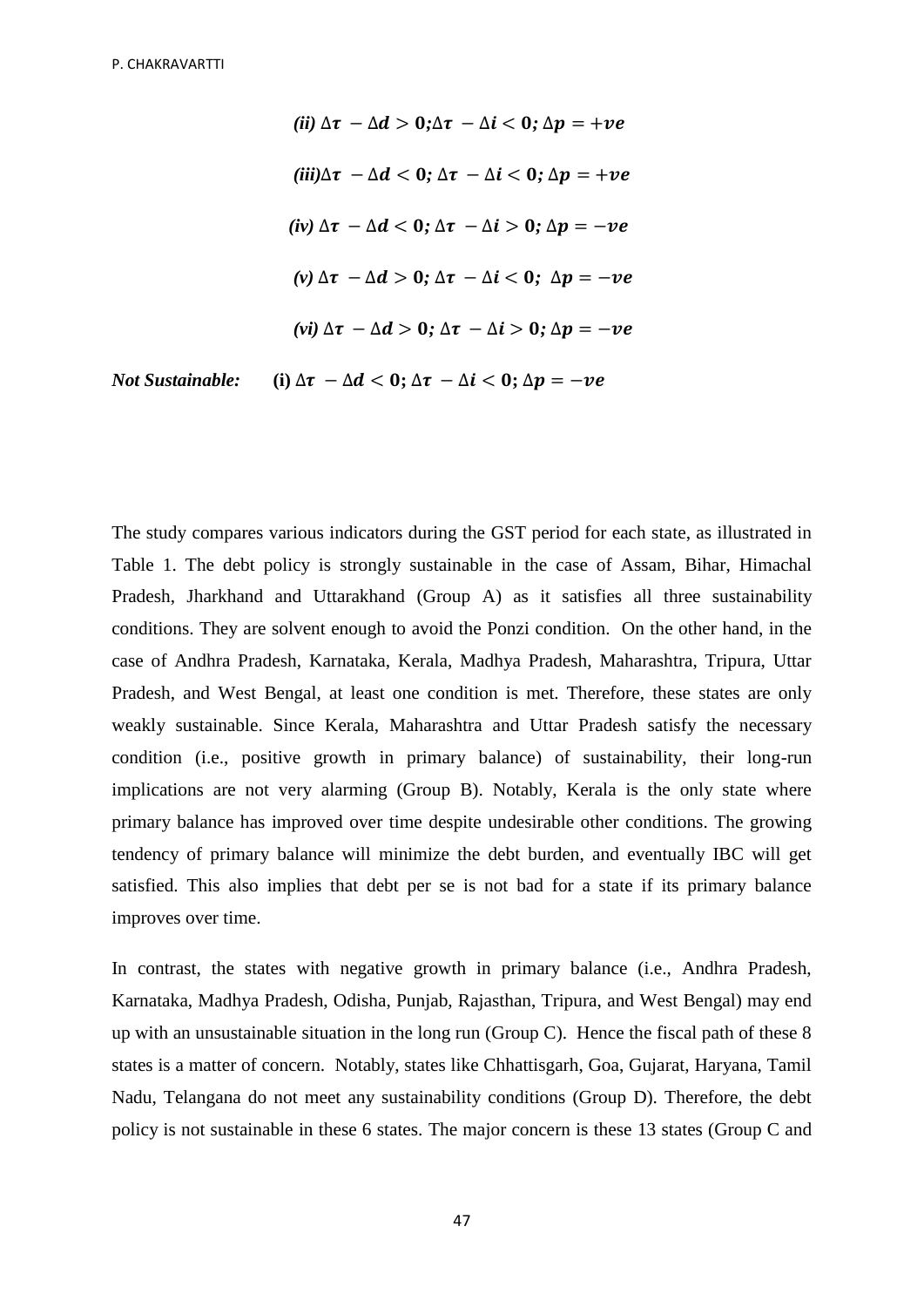*(ii)* $\Delta\tau - \Delta d > 0; \Delta\tau - \Delta i < 0; \Delta p = +ve$

*(iii)* $\Delta\tau - \Delta d < 0; \Delta\tau - \Delta i < 0; \Delta p = +ve$

*(iv)* $\Delta\tau - \Delta d < 0; \Delta\tau - \Delta i > 0; \Delta p = -ve$

*(v)* $\Delta\tau - \Delta d > 0; \Delta\tau - \Delta i < 0; \Delta p = -ve$

*(vi)* $\Delta\tau - \Delta d > 0; \Delta\tau - \Delta i > 0; \Delta p = -ve$

***Not Sustainable:*** **(i)** $\Delta\tau - \Delta d < 0; \Delta\tau - \Delta i < 0; \Delta p = -ve$

The study compares various indicators during the GST period for each state, as illustrated in Table 1. The debt policy is strongly sustainable in the case of Assam, Bihar, Himachal Pradesh, Jharkhand and Uttarakhand (Group A) as it satisfies all three sustainability conditions. They are solvent enough to avoid the Ponzi condition. On the other hand, in the case of Andhra Pradesh, Karnataka, Kerala, Madhya Pradesh, Maharashtra, Tripura, Uttar Pradesh, and West Bengal, at least one condition is met. Therefore, these states are only weakly sustainable. Since Kerala, Maharashtra and Uttar Pradesh satisfy the necessary condition (i.e., positive growth in primary balance) of sustainability, their long-run implications are not very alarming (Group B). Notably, Kerala is the only state where primary balance has improved over time despite undesirable other conditions. The growing tendency of primary balance will minimize the debt burden, and eventually IBC will get satisfied. This also implies that debt per se is not bad for a state if its primary balance improves over time.

In contrast, the states with negative growth in primary balance (i.e., Andhra Pradesh, Karnataka, Madhya Pradesh, Odisha, Punjab, Rajasthan, Tripura, and West Bengal) may end up with an unsustainable situation in the long run (Group C). Hence the fiscal path of these 8 states is a matter of concern. Notably, states like Chhattisgarh, Goa, Gujarat, Haryana, Tamil Nadu, Telangana do not meet any sustainability conditions (Group D). Therefore, the debt policy is not sustainable in these 6 states. The major concern is these 13 states (Group C and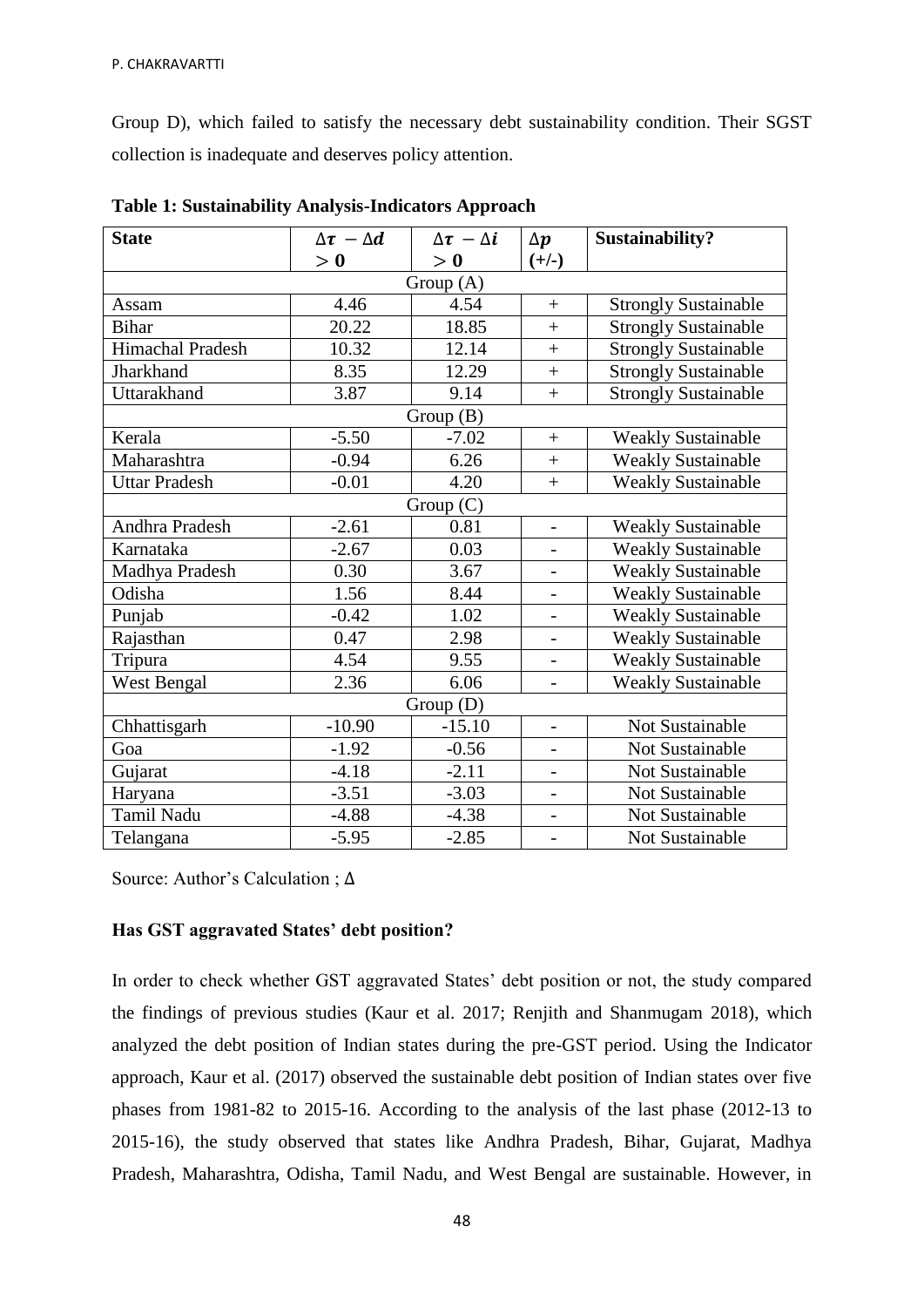Group D), which failed to satisfy the necessary debt sustainability condition. Their SGST collection is inadequate and deserves policy attention.

**Table 1: Sustainability Analysis-Indicators Approach**

| State | $\Delta\tau - \Delta d > 0$ | $\Delta\tau - \Delta i > 0$ | $\Delta p$ (+/-) | Sustainability? |
|---|---|---|---|---|
| Group (A) | | | | |
| Assam | 4.46 | 4.54 | + | Strongly Sustainable |
| Bihar | 20.22 | 18.85 | + | Strongly Sustainable |
| Himachal Pradesh | 10.32 | 12.14 | + | Strongly Sustainable |
| Jharkhand | 8.35 | 12.29 | + | Strongly Sustainable |
| Uttarakhand | 3.87 | 9.14 | + | Strongly Sustainable |
| Group (B) | | | | |
| Kerala | -5.50 | -7.02 | + | Weakly Sustainable |
| Maharashtra | -0.94 | 6.26 | + | Weakly Sustainable |
| Uttar Pradesh | -0.01 | 4.20 | + | Weakly Sustainable |
| Group (C) | | | | |
| Andhra Pradesh | -2.61 | 0.81 | - | Weakly Sustainable |
| Karnataka | -2.67 | 0.03 | - | Weakly Sustainable |
| Madhya Pradesh | 0.30 | 3.67 | - | Weakly Sustainable |
| Odisha | 1.56 | 8.44 | - | Weakly Sustainable |
| Punjab | -0.42 | 1.02 | - | Weakly Sustainable |
| Rajasthan | 0.47 | 2.98 | - | Weakly Sustainable |
| Tripura | 4.54 | 9.55 | - | Weakly Sustainable |
| West Bengal | 2.36 | 6.06 | - | Weakly Sustainable |
| Group (D) | | | | |
| Chhattisgarh | -10.90 | -15.10 | - | Not Sustainable |
| Goa | -1.92 | -0.56 | - | Not Sustainable |
| Gujarat | -4.18 | -2.11 | - | Not Sustainable |
| Haryana | -3.51 | -3.03 | - | Not Sustainable |
| Tamil Nadu | -4.88 | -4.38 | - | Not Sustainable |
| Telangana | -5.95 | -2.85 | - | Not Sustainable |

Source: Author's Calculation ; $\Delta$

**Has GST aggravated States' debt position?**

In order to check whether GST aggravated States' debt position or not, the study compared the findings of previous studies (Kaur et al. 2017; Renjith and Shanmugam 2018), which analyzed the debt position of Indian states during the pre-GST period. Using the Indicator approach, Kaur et al. (2017) observed the sustainable debt position of Indian states over five phases from 1981-82 to 2015-16. According to the analysis of the last phase (2012-13 to 2015-16), the study observed that states like Andhra Pradesh, Bihar, Gujarat, Madhya Pradesh, Maharashtra, Odisha, Tamil Nadu, and West Bengal are sustainable. However, in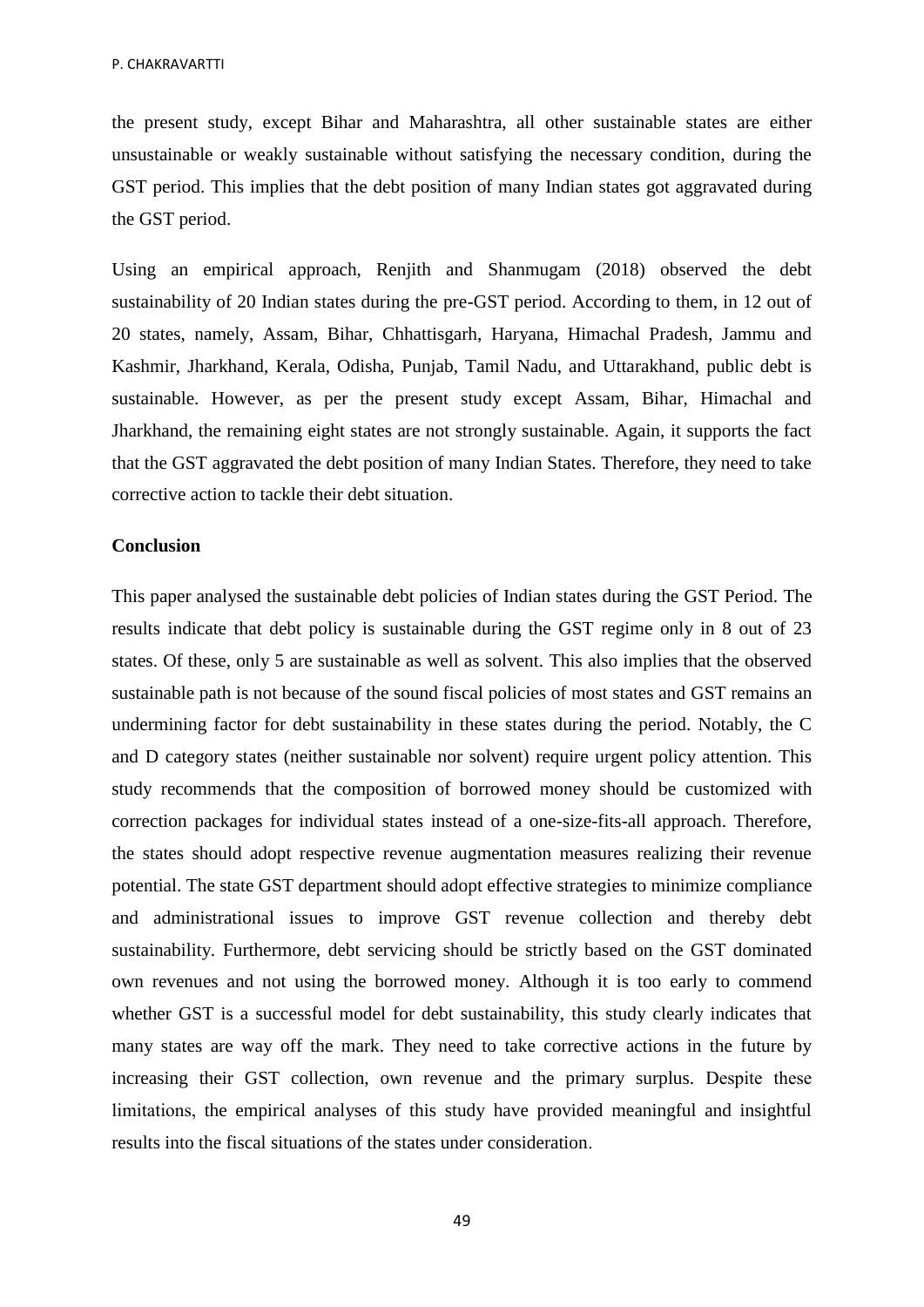the present study, except Bihar and Maharashtra, all other sustainable states are either unsustainable or weakly sustainable without satisfying the necessary condition, during the GST period. This implies that the debt position of many Indian states got aggravated during the GST period.

Using an empirical approach, Renjith and Shanmugam (2018) observed the debt sustainability of 20 Indian states during the pre-GST period. According to them, in 12 out of 20 states, namely, Assam, Bihar, Chhattisgarh, Haryana, Himachal Pradesh, Jammu and Kashmir, Jharkhand, Kerala, Odisha, Punjab, Tamil Nadu, and Uttarakhand, public debt is sustainable. However, as per the present study except Assam, Bihar, Himachal and Jharkhand, the remaining eight states are not strongly sustainable. Again, it supports the fact that the GST aggravated the debt position of many Indian States. Therefore, they need to take corrective action to tackle their debt situation.

## Conclusion

This paper analysed the sustainable debt policies of Indian states during the GST Period. The results indicate that debt policy is sustainable during the GST regime only in 8 out of 23 states. Of these, only 5 are sustainable as well as solvent. This also implies that the observed sustainable path is not because of the sound fiscal policies of most states and GST remains an undermining factor for debt sustainability in these states during the period. Notably, the C and D category states (neither sustainable nor solvent) require urgent policy attention. This study recommends that the composition of borrowed money should be customized with correction packages for individual states instead of a one-size-fits-all approach. Therefore, the states should adopt respective revenue augmentation measures realizing their revenue potential. The state GST department should adopt effective strategies to minimize compliance and administrational issues to improve GST revenue collection and thereby debt sustainability. Furthermore, debt servicing should be strictly based on the GST dominated own revenues and not using the borrowed money. Although it is too early to commend whether GST is a successful model for debt sustainability, this study clearly indicates that many states are way off the mark. They need to take corrective actions in the future by increasing their GST collection, own revenue and the primary surplus. Despite these limitations, the empirical analyses of this study have provided meaningful and insightful results into the fiscal situations of the states under consideration.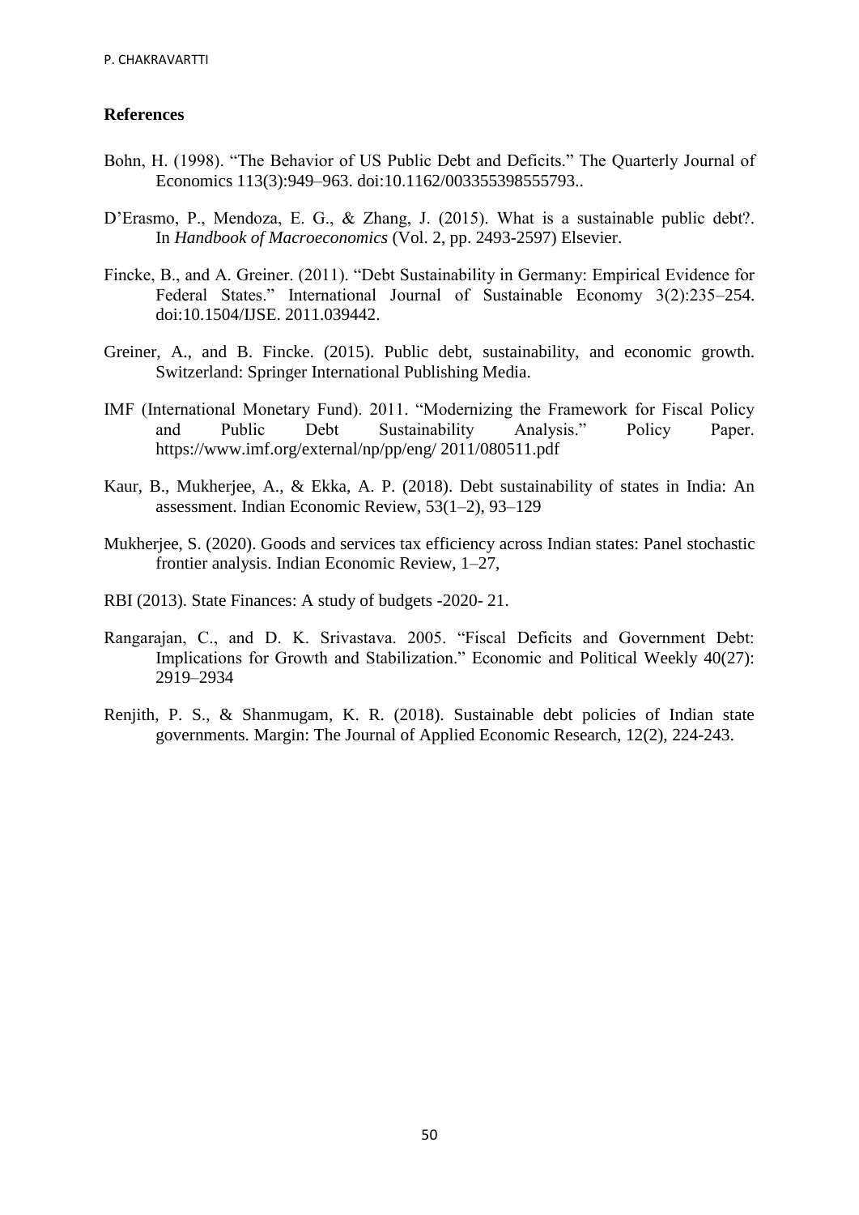## References

Bohn, H. (1998). "The Behavior of US Public Debt and Deficits." The Quarterly Journal of Economics 113(3):949–963. doi:10.1162/003355398555793..

D'Erasmo, P., Mendoza, E. G., & Zhang, J. (2015). What is a sustainable public debt?. In *Handbook of Macroeconomics* (Vol. 2, pp. 2493-2597) Elsevier.

Fincke, B., and A. Greiner. (2011). "Debt Sustainability in Germany: Empirical Evidence for Federal States." International Journal of Sustainable Economy 3(2):235–254. doi:10.1504/IJSE. 2011.039442.

Greiner, A., and B. Fincke. (2015). Public debt, sustainability, and economic growth. Switzerland: Springer International Publishing Media.

IMF (International Monetary Fund). 2011. "Modernizing the Framework for Fiscal Policy and Public Debt Sustainability Analysis." Policy Paper. https://www.imf.org/external/np/pp/eng/ 2011/080511.pdf

Kaur, B., Mukherjee, A., & Ekka, A. P. (2018). Debt sustainability of states in India: An assessment. Indian Economic Review, 53(1–2), 93–129

Mukherjee, S. (2020). Goods and services tax efficiency across Indian states: Panel stochastic frontier analysis. Indian Economic Review, 1–27,

RBI (2013). State Finances: A study of budgets -2020- 21.

Rangarajan, C., and D. K. Srivastava. 2005. "Fiscal Deficits and Government Debt: Implications for Growth and Stabilization." Economic and Political Weekly 40(27): 2919–2934

Renjith, P. S., & Shanmugam, K. R. (2018). Sustainable debt policies of Indian state governments. Margin: The Journal of Applied Economic Research, 12(2), 224-243.